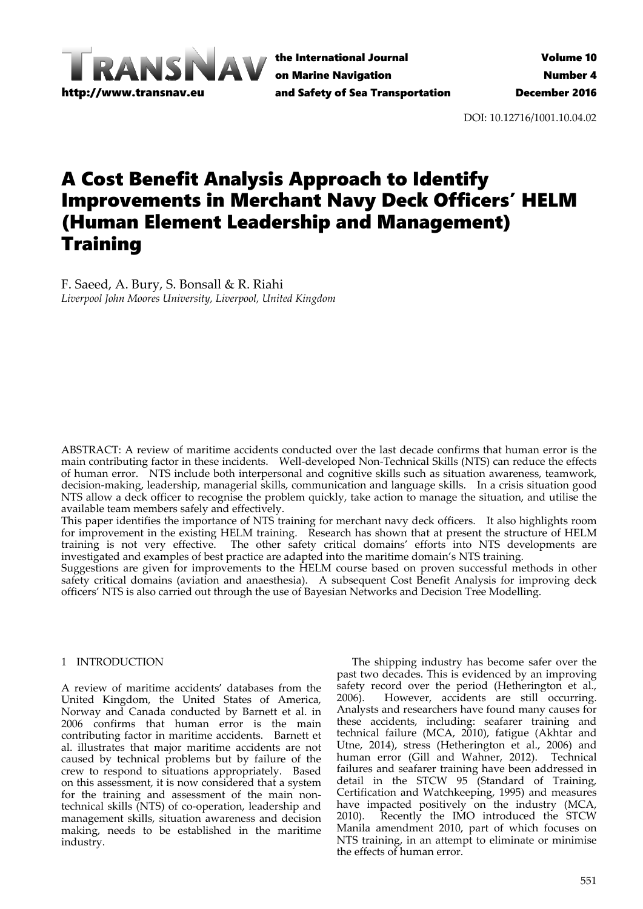DOI: 10.12716/1001.10.04.02

# A Cost Benefit Analysis Approach to Identify Improvements in Merchant Navy Deck Officers' HELM (Human Element Leadership and Management) Training

F. Saeed, A. Bury, S. Bonsall & R. Riahi
*Liverpool John Moores University, Liverpool, United Kingdom*

ABSTRACT: A review of maritime accidents conducted over the last decade confirms that human error is the main contributing factor in these incidents. Well-developed Non-Technical Skills (NTS) can reduce the effects of human error. NTS include both interpersonal and cognitive skills such as situation awareness, teamwork, decision-making, leadership, managerial skills, communication and language skills. In a crisis situation good NTS allow a deck officer to recognise the problem quickly, take action to manage the situation, and utilise the available team members safely and effectively.

This paper identifies the importance of NTS training for merchant navy deck officers. It also highlights room for improvement in the existing HELM training. Research has shown that at present the structure of HELM training is not very effective. The other safety critical domains' efforts into NTS developments are investigated and examples of best practice are adapted into the maritime domain's NTS training.

Suggestions are given for improvements to the HELM course based on proven successful methods in other safety critical domains (aviation and anaesthesia). A subsequent Cost Benefit Analysis for improving deck officers' NTS is also carried out through the use of Bayesian Networks and Decision Tree Modelling.

## 1 INTRODUCTION

A review of maritime accidents' databases from the United Kingdom, the United States of America, Norway and Canada conducted by Barnett et al. in 2006 confirms that human error is the main contributing factor in maritime accidents. Barnett et al. illustrates that major maritime accidents are not caused by technical problems but by failure of the crew to respond to situations appropriately. Based on this assessment, it is now considered that a system for the training and assessment of the main non-technical skills (NTS) of co-operation, leadership and management skills, situation awareness and decision making, needs to be established in the maritime industry.

The shipping industry has become safer over the past two decades. This is evidenced by an improving safety record over the period (Hetherington et al., 2006). However, accidents are still occurring. Analysts and researchers have found many causes for these accidents, including: seafarer training and technical failure (MCA, 2010), fatigue (Akhtar and Utne, 2014), stress (Hetherington et al., 2006) and human error (Gill and Wahner, 2012). Technical failures and seafarer training have been addressed in detail in the STCW 95 (Standard of Training, Certification and Watchkeeping, 1995) and measures have impacted positively on the industry (MCA, 2010). Recently the IMO introduced the STCW Manila amendment 2010, part of which focuses on NTS training, in an attempt to eliminate or minimise the effects of human error.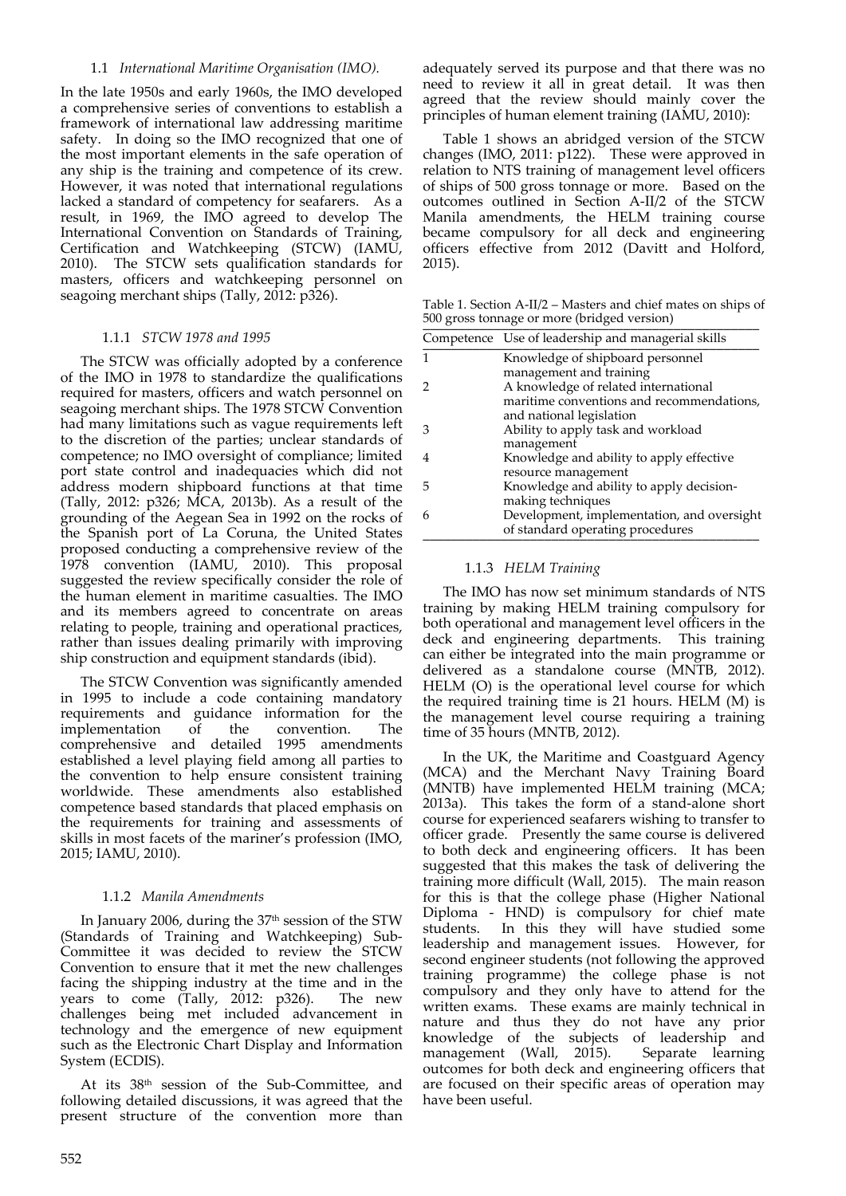### 1.1 *International Maritime Organisation (IMO).*

In the late 1950s and early 1960s, the IMO developed a comprehensive series of conventions to establish a framework of international law addressing maritime safety. In doing so the IMO recognized that one of the most important elements in the safe operation of any ship is the training and competence of its crew. However, it was noted that international regulations lacked a standard of competency for seafarers. As a result, in 1969, the IMO agreed to develop The International Convention on Standards of Training, Certification and Watchkeeping (STCW) (IAMU, 2010). The STCW sets qualification standards for masters, officers and watchkeeping personnel on seagoing merchant ships (Tally, 2012: p326).

#### 1.1.1 *STCW 1978 and 1995*

The STCW was officially adopted by a conference of the IMO in 1978 to standardize the qualifications required for masters, officers and watch personnel on seagoing merchant ships. The 1978 STCW Convention had many limitations such as vague requirements left to the discretion of the parties; unclear standards of competence; no IMO oversight of compliance; limited port state control and inadequacies which did not address modern shipboard functions at that time (Tally, 2012: p326; MCA, 2013b). As a result of the grounding of the Aegean Sea in 1992 on the rocks of the Spanish port of La Coruna, the United States proposed conducting a comprehensive review of the 1978 convention (IAMU, 2010). This proposal suggested the review specifically consider the role of the human element in maritime casualties. The IMO and its members agreed to concentrate on areas relating to people, training and operational practices, rather than issues dealing primarily with improving ship construction and equipment standards (ibid).

The STCW Convention was significantly amended in 1995 to include a code containing mandatory requirements and guidance information for the implementation of the convention. The comprehensive and detailed 1995 amendments established a level playing field among all parties to the convention to help ensure consistent training worldwide. These amendments also established competence based standards that placed emphasis on the requirements for training and assessments of skills in most facets of the mariner's profession (IMO, 2015; IAMU, 2010).

#### 1.1.2 *Manila Amendments*

In January 2006, during the 37th session of the STW (Standards of Training and Watchkeeping) Sub-Committee it was decided to review the STCW Convention to ensure that it met the new challenges facing the shipping industry at the time and in the years to come (Tally, 2012: p326). The new challenges being met included advancement in technology and the emergence of new equipment such as the Electronic Chart Display and Information System (ECDIS).

At its 38th session of the Sub-Committee, and following detailed discussions, it was agreed that the present structure of the convention more than adequately served its purpose and that there was no need to review it all in great detail. It was then agreed that the review should mainly cover the principles of human element training (IAMU, 2010):

Table 1 shows an abridged version of the STCW changes (IMO, 2011: p122). These were approved in relation to NTS training of management level officers of ships of 500 gross tonnage or more. Based on the outcomes outlined in Section A-II/2 of the STCW Manila amendments, the HELM training course became compulsory for all deck and engineering officers effective from 2012 (Davitt and Holford, 2015).

Table 1. Section A-II/2 – Masters and chief mates on ships of 500 gross tonnage or more (bridged version)

| Competence | Use of leadership and managerial skills |
|---|---|
| 1 | Knowledge of shipboard personnel management and training |
| 2 | A knowledge of related international maritime conventions and recommendations, and national legislation |
| 3 | Ability to apply task and workload management |
| 4 | Knowledge and ability to apply effective resource management |
| 5 | Knowledge and ability to apply decision-making techniques |
| 6 | Development, implementation, and oversight of standard operating procedures |

#### 1.1.3 *HELM Training*

The IMO has now set minimum standards of NTS training by making HELM training compulsory for both operational and management level officers in the deck and engineering departments. This training can either be integrated into the main programme or delivered as a standalone course (MNTB, 2012). HELM (O) is the operational level course for which the required training time is 21 hours. HELM (M) is the management level course requiring a training time of 35 hours (MNTB, 2012).

In the UK, the Maritime and Coastguard Agency (MCA) and the Merchant Navy Training Board (MNTB) have implemented HELM training (MCA; 2013a). This takes the form of a stand-alone short course for experienced seafarers wishing to transfer to officer grade. Presently the same course is delivered to both deck and engineering officers. It has been suggested that this makes the task of delivering the training more difficult (Wall, 2015). The main reason for this is that the college phase (Higher National Diploma - HND) is compulsory for chief mate students. In this they will have studied some leadership and management issues. However, for second engineer students (not following the approved training programme) the college phase is not compulsory and they only have to attend for the written exams. These exams are mainly technical in nature and thus they do not have any prior knowledge of the subjects of leadership and management (Wall, 2015). Separate learning outcomes for both deck and engineering officers that are focused on their specific areas of operation may have been useful.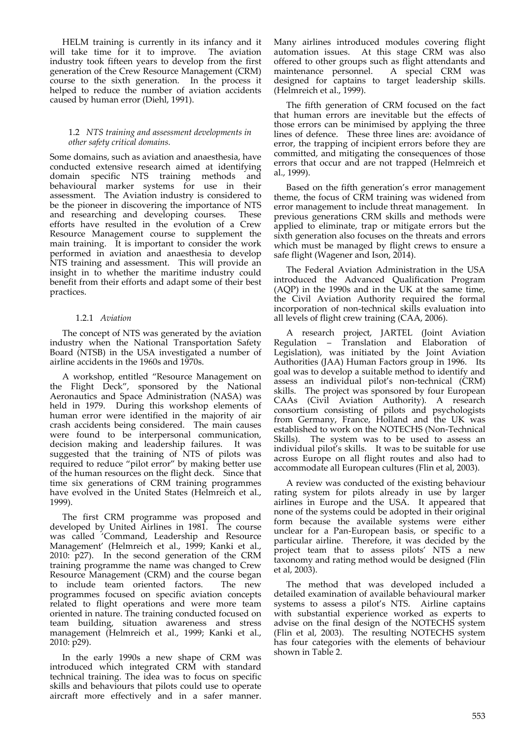HELM training is currently in its infancy and it will take time for it to improve. The aviation industry took fifteen years to develop from the first generation of the Crew Resource Management (CRM) course to the sixth generation. In the process it helped to reduce the number of aviation accidents caused by human error (Diehl, 1991).

### 1.2 *NTS training and assessment developments in other safety critical domains.*

Some domains, such as aviation and anaesthesia, have conducted extensive research aimed at identifying domain specific NTS training methods and behavioural marker systems for use in their assessment. The Aviation industry is considered to be the pioneer in discovering the importance of NTS and researching and developing courses. These efforts have resulted in the evolution of a Crew Resource Management course to supplement the main training. It is important to consider the work performed in aviation and anaesthesia to develop NTS training and assessment. This will provide an insight in to whether the maritime industry could benefit from their efforts and adapt some of their best practices.

#### 1.2.1 *Aviation*

The concept of NTS was generated by the aviation industry when the National Transportation Safety Board (NTSB) in the USA investigated a number of airline accidents in the 1960s and 1970s.

A workshop, entitled "Resource Management on the Flight Deck", sponsored by the National Aeronautics and Space Administration (NASA) was held in 1979. During this workshop elements of human error were identified in the majority of air crash accidents being considered. The main causes were found to be interpersonal communication, decision making and leadership failures. It was suggested that the training of NTS of pilots was required to reduce "pilot error" by making better use of the human resources on the flight deck. Since that time six generations of CRM training programmes have evolved in the United States (Helmreich et al., 1999).

The first CRM programme was proposed and developed by United Airlines in 1981. The course was called 'Command, Leadership and Resource Management' (Helmreich et al., 1999; Kanki et al., 2010: p27). In the second generation of the CRM training programme the name was changed to Crew Resource Management (CRM) and the course began to include team oriented factors. The new programmes focused on specific aviation concepts related to flight operations and were more team oriented in nature. The training conducted focused on team building, situation awareness and stress management (Helmreich et al., 1999; Kanki et al., 2010: p29).

In the early 1990s a new shape of CRM was introduced which integrated CRM with standard technical training. The idea was to focus on specific skills and behaviours that pilots could use to operate aircraft more effectively and in a safer manner. Many airlines introduced modules covering flight automation issues. At this stage CRM was also offered to other groups such as flight attendants and maintenance personnel. A special CRM was designed for captains to target leadership skills. (Helmreich et al., 1999).

The fifth generation of CRM focused on the fact that human errors are inevitable but the effects of those errors can be minimised by applying the three lines of defence. These three lines are: avoidance of error, the trapping of incipient errors before they are committed, and mitigating the consequences of those errors that occur and are not trapped (Helmreich et al., 1999).

Based on the fifth generation's error management theme, the focus of CRM training was widened from error management to include threat management. In previous generations CRM skills and methods were applied to eliminate, trap or mitigate errors but the sixth generation also focuses on the threats and errors which must be managed by flight crews to ensure a safe flight (Wagener and Ison, 2014).

The Federal Aviation Administration in the USA introduced the Advanced Qualification Program (AQP) in the 1990s and in the UK at the same time, the Civil Aviation Authority required the formal incorporation of non-technical skills evaluation into all levels of flight crew training (CAA, 2006).

A research project, JARTEL (Joint Aviation Regulation – Translation and Elaboration of Legislation), was initiated by the Joint Aviation Authorities (JAA) Human Factors group in 1996. Its goal was to develop a suitable method to identify and assess an individual pilot's non-technical (CRM) skills. The project was sponsored by four European CAAs (Civil Aviation Authority). A research consortium consisting of pilots and psychologists from Germany, France, Holland and the UK was established to work on the NOTECHS (Non-Technical Skills). The system was to be used to assess an individual pilot's skills. It was to be suitable for use across Europe on all flight routes and also had to accommodate all European cultures (Flin et al, 2003).

A review was conducted of the existing behaviour rating system for pilots already in use by larger airlines in Europe and the USA. It appeared that none of the systems could be adopted in their original form because the available systems were either unclear for a Pan-European basis, or specific to a particular airline. Therefore, it was decided by the project team that to assess pilots' NTS a new taxonomy and rating method would be designed (Flin et al, 2003).

The method that was developed included a detailed examination of available behavioural marker systems to assess a pilot's NTS. Airline captains with substantial experience worked as experts to advise on the final design of the NOTECHS system (Flin et al, 2003). The resulting NOTECHS system has four categories with the elements of behaviour shown in Table 2.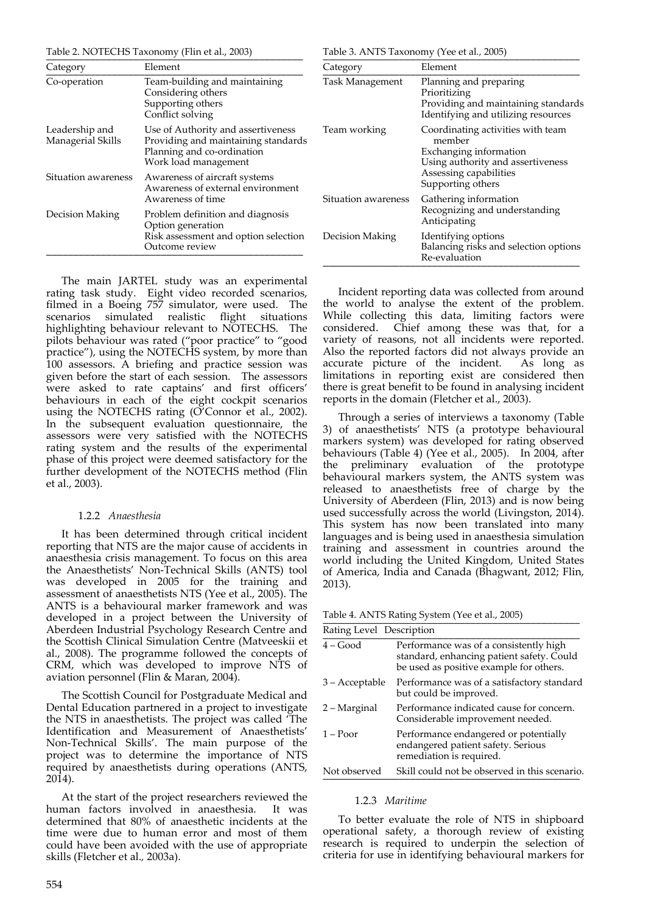Table 2. NOTECHS Taxonomy (Flin et al., 2003)

| Category | Element |
|---|---|
| Co-operation | Team-building and maintaining<br>Considering others<br>Supporting others<br>Conflict solving |
| Leadership and Managerial Skills | Use of Authority and assertiveness<br>Providing and maintaining standards<br>Planning and co-ordination<br>Work load management |
| Situation awareness | Awareness of aircraft systems<br>Awareness of external environment<br>Awareness of time |
| Decision Making | Problem definition and diagnosis<br>Option generation<br>Risk assessment and option selection<br>Outcome review |

The main JARTEL study was an experimental rating task study. Eight video recorded scenarios, filmed in a Boeing 757 simulator, were used. The scenarios simulated realistic flight situations highlighting behaviour relevant to NOTECHS. The pilots behaviour was rated ("poor practice" to "good practice"), using the NOTECHS system, by more than 100 assessors. A briefing and practice session was given before the start of each session. The assessors were asked to rate captains' and first officers' behaviours in each of the eight cockpit scenarios using the NOTECHS rating (O'Connor et al., 2002). In the subsequent evaluation questionnaire, the assessors were very satisfied with the NOTECHS rating system and the results of the experimental phase of this project were deemed satisfactory for the further development of the NOTECHS method (Flin et al., 2003).

### 1.2.2 *Anaesthesia*

It has been determined through critical incident reporting that NTS are the major cause of accidents in anaesthesia crisis management. To focus on this area the Anaesthetists' Non-Technical Skills (ANTS) tool was developed in 2005 for the training and assessment of anaesthetists NTS (Yee et al., 2005). The ANTS is a behavioural marker framework and was developed in a project between the University of Aberdeen Industrial Psychology Research Centre and the Scottish Clinical Simulation Centre (Matveeskii et al., 2008). The programme followed the concepts of CRM, which was developed to improve NTS of aviation personnel (Flin & Maran, 2004).

The Scottish Council for Postgraduate Medical and Dental Education partnered in a project to investigate the NTS in anaesthetists. The project was called 'The Identification and Measurement of Anaesthetists' Non-Technical Skills'. The main purpose of the project was to determine the importance of NTS required by anaesthetists during operations (ANTS, 2014).

At the start of the project researchers reviewed the human factors involved in anaesthesia. It was determined that 80% of anaesthetic incidents at the time were due to human error and most of them could have been avoided with the use of appropriate skills (Fletcher et al., 2003a).

Table 3. ANTS Taxonomy (Yee et al., 2005)

| Category | Element |
|---|---|
| Task Management | Planning and preparing<br>Prioritizing<br>Providing and maintaining standards<br>Identifying and utilizing resources |
| Team working | Coordinating activities with team member<br>Exchanging information<br>Using authority and assertiveness<br>Assessing capabilities<br>Supporting others |
| Situation awareness | Gathering information<br>Recognizing and understanding<br>Anticipating |
| Decision Making | Identifying options<br>Balancing risks and selection options<br>Re-evaluation |

Incident reporting data was collected from around the world to analyse the extent of the problem. While collecting this data, limiting factors were considered. Chief among these was that, for a variety of reasons, not all incidents were reported. Also the reported factors did not always provide an accurate picture of the incident. As long as limitations in reporting exist are considered then there is great benefit to be found in analysing incident reports in the domain (Fletcher et al., 2003).

Through a series of interviews a taxonomy (Table 3) of anaesthetists' NTS (a prototype behavioural markers system) was developed for rating observed behaviours (Table 4) (Yee et al., 2005). In 2004, after the preliminary evaluation of the prototype behavioural markers system, the ANTS system was released to anaesthetists free of charge by the University of Aberdeen (Flin, 2013) and is now being used successfully across the world (Livingston, 2014). This system has now been translated into many languages and is being used in anaesthesia simulation training and assessment in countries around the world including the United Kingdom, United States of America, India and Canada (Bhagwant, 2012; Flin, 2013).

Table 4. ANTS Rating System (Yee et al., 2005)

| Rating Level | Description |
|---|---|
| 4 – Good | Performance was of a consistently high standard, enhancing patient safety. Could be used as positive example for others. |
| 3 – Acceptable | Performance was of a satisfactory standard but could be improved. |
| 2 – Marginal | Performance indicated cause for concern. Considerable improvement needed. |
| 1 – Poor | Performance endangered or potentially endangered patient safety. Serious remediation is required. |
| Not observed | Skill could not be observed in this scenario. |

### 1.2.3 *Maritime*

To better evaluate the role of NTS in shipboard operational safety, a thorough review of existing research is required to underpin the selection of criteria for use in identifying behavioural markers for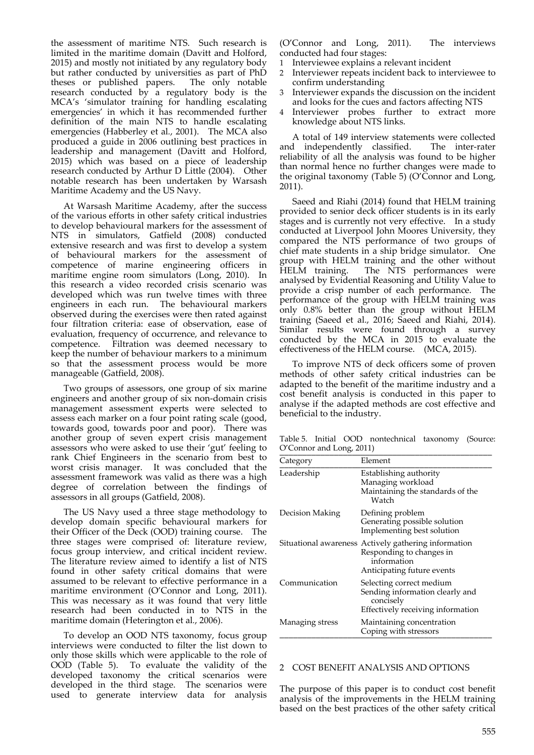the assessment of maritime NTS. Such research is limited in the maritime domain (Davitt and Holford, 2015) and mostly not initiated by any regulatory body but rather conducted by universities as part of PhD theses or published papers. The only notable research conducted by a regulatory body is the MCA's 'simulator training for handling escalating emergencies' in which it has recommended further definition of the main NTS to handle escalating emergencies (Habberley et al., 2001). The MCA also produced a guide in 2006 outlining best practices in leadership and management (Davitt and Holford, 2015) which was based on a piece of leadership research conducted by Arthur D Little (2004). Other notable research has been undertaken by Warsash Maritime Academy and the US Navy.

At Warsash Maritime Academy, after the success of the various efforts in other safety critical industries to develop behavioural markers for the assessment of NTS in simulators, Gatfield (2008) conducted extensive research and was first to develop a system of behavioural markers for the assessment of competence of marine engineering officers in maritime engine room simulators (Long, 2010). In this research a video recorded crisis scenario was developed which was run twelve times with three engineers in each run. The behavioural markers observed during the exercises were then rated against four filtration criteria: ease of observation, ease of evaluation, frequency of occurrence, and relevance to competence. Filtration was deemed necessary to keep the number of behaviour markers to a minimum so that the assessment process would be more manageable (Gatfield, 2008).

Two groups of assessors, one group of six marine engineers and another group of six non-domain crisis management assessment experts were selected to assess each marker on a four point rating scale (good, towards good, towards poor and poor). There was another group of seven expert crisis management assessors who were asked to use their 'gut' feeling to rank Chief Engineers in the scenario from best to worst crisis manager. It was concluded that the assessment framework was valid as there was a high degree of correlation between the findings of assessors in all groups (Gatfield, 2008).

The US Navy used a three stage methodology to develop domain specific behavioural markers for their Officer of the Deck (OOD) training course. The three stages were comprised of: literature review, focus group interview, and critical incident review. The literature review aimed to identify a list of NTS found in other safety critical domains that were assumed to be relevant to effective performance in a maritime environment (O'Connor and Long, 2011). This was necessary as it was found that very little research had been conducted in to NTS in the maritime domain (Heterington et al., 2006).

To develop an OOD NTS taxonomy, focus group interviews were conducted to filter the list down to only those skills which were applicable to the role of OOD (Table 5). To evaluate the validity of the developed taxonomy the critical scenarios were developed in the third stage. The scenarios were used to generate interview data for analysis (O'Connor and Long, 2011). The interviews conducted had four stages:

1. Interviewee explains a relevant incident
2. Interviewer repeats incident back to interviewee to confirm understanding
3. Interviewer expands the discussion on the incident and looks for the cues and factors affecting NTS
4. Interviewer probes further to extract more knowledge about NTS links.

A total of 149 interview statements were collected and independently classified. The inter-rater reliability of all the analysis was found to be higher than normal hence no further changes were made to the original taxonomy (Table 5) (O'Connor and Long, 2011).

Saeed and Riahi (2014) found that HELM training provided to senior deck officer students is in its early stages and is currently not very effective. In a study conducted at Liverpool John Moores University, they compared the NTS performance of two groups of chief mate students in a ship bridge simulator. One group with HELM training and the other without HELM training. The NTS performances were analysed by Evidential Reasoning and Utility Value to provide a crisp number of each performance. The performance of the group with HELM training was only 0.8% better than the group without HELM training (Saeed et al., 2016; Saeed and Riahi, 2014). Similar results were found through a survey conducted by the MCA in 2015 to evaluate the effectiveness of the HELM course. (MCA, 2015).

To improve NTS of deck officers some of proven methods of other safety critical industries can be adapted to the benefit of the maritime industry and a cost benefit analysis is conducted in this paper to analyse if the adapted methods are cost effective and beneficial to the industry.

Table 5. Initial OOD nontechnical taxonomy (Source: O'Connor and Long, 2011)

| Category | Element |
|---|---|
| Leadership | Establishing authority<br>Managing workload<br>Maintaining the standards of the Watch |
| Decision Making | Defining problem<br>Generating possible solution<br>Implementing best solution |
| Situational awareness | Actively gathering information<br>Responding to changes in information<br>Anticipating future events |
| Communication | Selecting correct medium<br>Sending information clearly and concisely<br>Effectively receiving information |
| Managing stress | Maintaining concentration<br>Coping with stressors |

## 2 COST BENEFIT ANALYSIS AND OPTIONS

The purpose of this paper is to conduct cost benefit analysis of the improvements in the HELM training based on the best practices of the other safety critical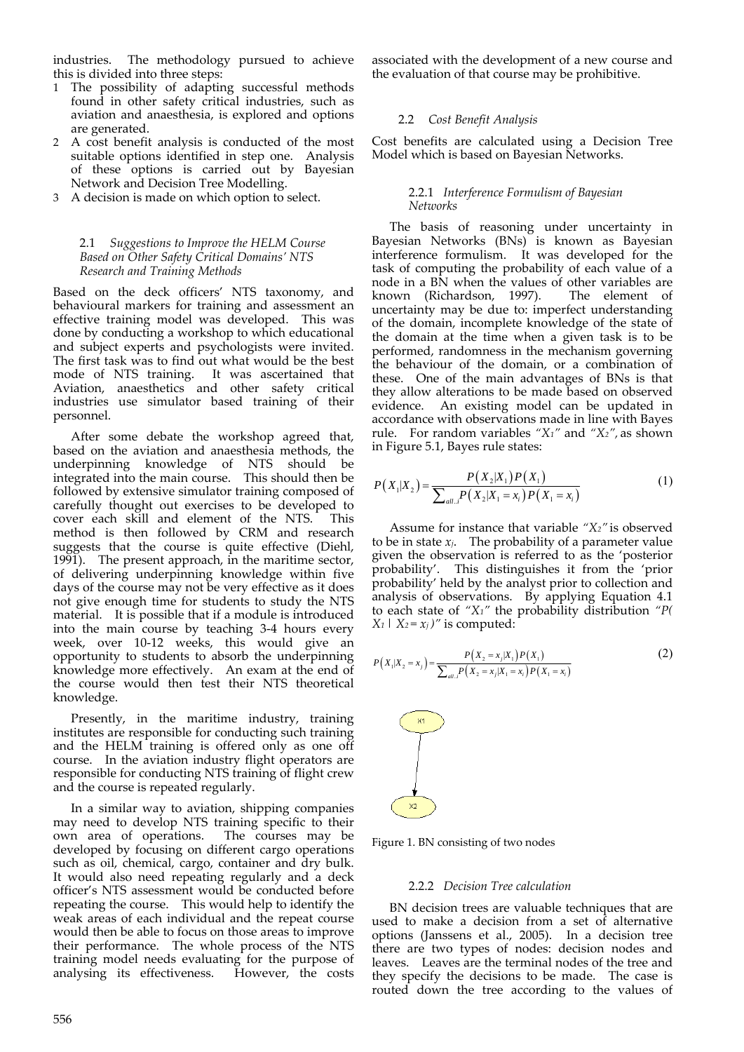industries. The methodology pursued to achieve this is divided into three steps:

1. The possibility of adapting successful methods found in other safety critical industries, such as aviation and anaesthesia, is explored and options are generated.
2. A cost benefit analysis is conducted of the most suitable options identified in step one. Analysis of these options is carried out by Bayesian Network and Decision Tree Modelling.
3. A decision is made on which option to select.

### 2.1 *Suggestions to Improve the HELM Course Based on Other Safety Critical Domains' NTS Research and Training Methods*

Based on the deck officers' NTS taxonomy, and behavioural markers for training and assessment an effective training model was developed. This was done by conducting a workshop to which educational and subject experts and psychologists were invited. The first task was to find out what would be the best mode of NTS training. It was ascertained that Aviation, anaesthetics and other safety critical industries use simulator based training of their personnel.

After some debate the workshop agreed that, based on the aviation and anaesthesia methods, the underpinning knowledge of NTS should be integrated into the main course. This should then be followed by extensive simulator training composed of carefully thought out exercises to be developed to cover each skill and element of the NTS. This method is then followed by CRM and research suggests that the course is quite effective (Diehl, 1991). The present approach, in the maritime sector, of delivering underpinning knowledge within five days of the course may not be very effective as it does not give enough time for students to study the NTS material. It is possible that if a module is introduced into the main course by teaching 3-4 hours every week, over 10-12 weeks, this would give an opportunity to students to absorb the underpinning knowledge more effectively. An exam at the end of the course would then test their NTS theoretical knowledge.

Presently, in the maritime industry, training institutes are responsible for conducting such training and the HELM training is offered only as one off course. In the aviation industry flight operators are responsible for conducting NTS training of flight crew and the course is repeated regularly.

In a similar way to aviation, shipping companies may need to develop NTS training specific to their own area of operations. The courses may be developed by focusing on different cargo operations such as oil, chemical, cargo, container and dry bulk. It would also need repeating regularly and a deck officer's NTS assessment would be conducted before repeating the course. This would help to identify the weak areas of each individual and the repeat course would then be able to focus on those areas to improve their performance. The whole process of the NTS training model needs evaluating for the purpose of analysing its effectiveness. However, the costs associated with the development of a new course and the evaluation of that course may be prohibitive.

### 2.2 *Cost Benefit Analysis*

Cost benefits are calculated using a Decision Tree Model which is based on Bayesian Networks.

#### 2.2.1 *Interference Formulism of Bayesian Networks*

The basis of reasoning under uncertainty in Bayesian Networks (BNs) is known as Bayesian interference formulism. It was developed for the task of computing the probability of each value of a node in a BN when the values of other variables are known (Richardson, 1997). The element of uncertainty may be due to: imperfect understanding of the domain, incomplete knowledge of the state of the domain at the time when a given task is to be performed, randomness in the mechanism governing the behaviour of the domain, or a combination of these. One of the main advantages of BNs is that they allow alterations to be made based on observed evidence. An existing model can be updated in accordance with observations made in line with Bayes rule. For random variables "$X_1$" and "$X_2$", as shown in Figure 5.1, Bayes rule states:

$$P\left(X_1|X_2\right)=\frac{P\left(X_2|X_1\right)P\left(X_1\right)}{\sum_{all..i}P\left(X_2|X_1=x_i\right)P\left(X_1=x_i\right)} \tag{1}$$

Assume for instance that variable "$X_2$" is observed to be in state $x_j$. The probability of a parameter value given the observation is referred to as the 'posterior probability'. This distinguishes it from the 'prior probability' held by the analyst prior to collection and analysis of observations. By applying Equation 4.1 to each state of "$X_1$" the probability distribution "$P(X_1 | X_2 = x_j)$" is computed:

$$P\left(X_1|X_2=x_j\right)=\frac{P\left(X_2=x_j|X_1\right)P\left(X_1\right)}{\sum_{all..i}P\left(X_2=x_j|X_1=x_i\right)P\left(X_1=x_i\right)} \tag{2}$$

Figure 1. BN consisting of two nodes

#### 2.2.2 *Decision Tree calculation*

BN decision trees are valuable techniques that are used to make a decision from a set of alternative options (Janssens et al., 2005). In a decision tree there are two types of nodes: decision nodes and leaves. Leaves are the terminal nodes of the tree and they specify the decisions to be made. The case is routed down the tree according to the values of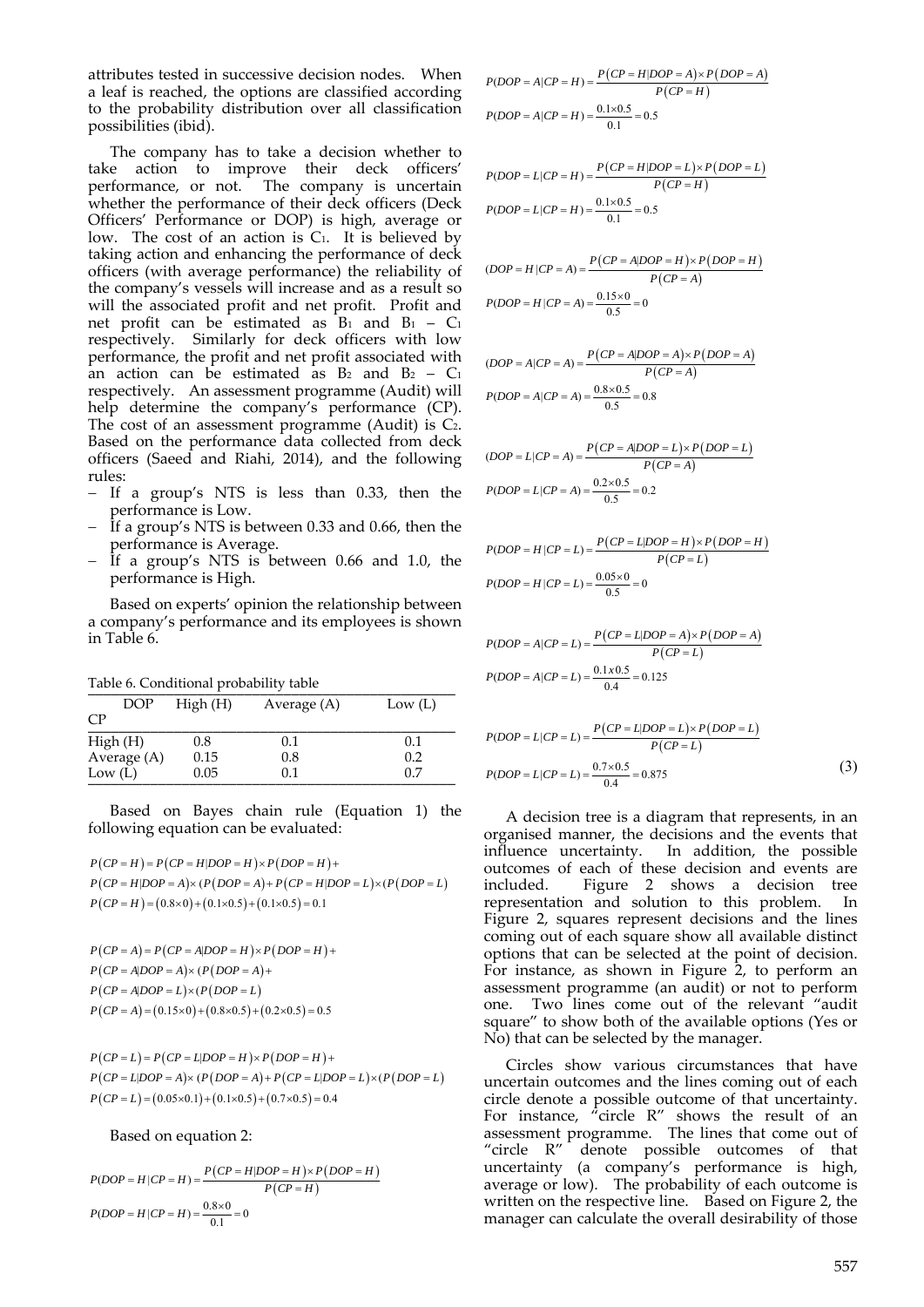attributes tested in successive decision nodes. When a leaf is reached, the options are classified according to the probability distribution over all classification possibilities (ibid).

The company has to take a decision whether to take action to improve their deck officers' performance, or not. The company is uncertain whether the performance of their deck officers (Deck Officers' Performance or DOP) is high, average or low. The cost of an action is $C_1$. It is believed by taking action and enhancing the performance of deck officers (with average performance) the reliability of the company's vessels will increase and as a result so will the associated profit and net profit. Profit and net profit can be estimated as $B_1$ and $B_1 - C_1$ respectively. Similarly for deck officers with low performance, the profit and net profit associated with an action can be estimated as $B_2$ and $B_2 - C_1$ respectively. An assessment programme (Audit) will help determine the company's performance (CP). The cost of an assessment programme (Audit) is $C_2$. Based on the performance data collected from deck officers (Saeed and Riahi, 2014), and the following rules:

- If a group's NTS is less than 0.33, then the performance is Low.
- If a group's NTS is between 0.33 and 0.66, then the performance is Average.
- If a group's NTS is between 0.66 and 1.0, the performance is High.

Based on experts' opinion the relationship between a company's performance and its employees is shown in Table 6.

Table 6. Conditional probability table

| CP \ DOP | High (H) | Average (A) | Low (L) |
|---|---|---|---|
| High (H) | 0.8 | 0.1 | 0.1 |
| Average (A) | 0.15 | 0.8 | 0.2 |
| Low (L) | 0.05 | 0.1 | 0.7 |

Based on Bayes chain rule (Equation 1) the following equation can be evaluated:

$$P(CP=H)=P(CP=H|DOP=H)\times P(DOP=H)+$$
$$P(CP=H|DOP=A)\times(P(DOP=A)+P(CP=H|DOP=L)\times(P(DOP=L)$$
$$P(CP=H)=(0.8\times 0)+(0.1\times 0.5)+(0.1\times 0.5)=0.1$$

$$P(CP=A)=P(CP=A|DOP=H)\times P(DOP=H)+$$
$$P(CP=A|DOP=A)\times(P(DOP=A)+$$
$$P(CP=A|DOP=L)\times(P(DOP=L)$$
$$P(CP=A)=(0.15\times 0)+(0.8\times 0.5)+(0.2\times 0.5)=0.5$$

$$P(CP=L)=P(CP=L|DOP=H)\times P(DOP=H)+$$
$$P(CP=L|DOP=A)\times(P(DOP=A)+P(CP=L|DOP=L)\times(P(DOP=L)$$
$$P(CP=L)=(0.05\times 0.1)+(0.1\times 0.5)+(0.7\times 0.5)=0.4$$

Based on equation 2:

$$P(DOP=H|CP=H)=\frac{P(CP=H|DOP=H)\times P(DOP=H)}{P(CP=H)}$$
$$P(DOP=H|CP=H)=\frac{0.8\times 0}{0.1}=0$$

$$P(DOP=A|CP=H)=\frac{P(CP=H|DOP=A)\times P(DOP=A)}{P(CP=H)}$$
$$P(DOP=A|CP=H)=\frac{0.1\times 0.5}{0.1}=0.5$$

$$P(DOP=L|CP=H)=\frac{P(CP=H|DOP=L)\times P(DOP=L)}{P(CP=H)}$$
$$P(DOP=L|CP=H)=\frac{0.1\times 0.5}{0.1}=0.5$$

$$(DOP=H|CP=A)=\frac{P(CP=A|DOP=H)\times P(DOP=H)}{P(CP=A)}$$
$$P(DOP=H|CP=A)=\frac{0.15\times 0}{0.5}=0$$

$$(DOP=A|CP=A)=\frac{P(CP=A|DOP=A)\times P(DOP=A)}{P(CP=A)}$$
$$P(DOP=A|CP=A)=\frac{0.8\times 0.5}{0.5}=0.8$$

$$(DOP=L|CP=A)=\frac{P(CP=A|DOP=L)\times P(DOP=L)}{P(CP=A)}$$
$$P(DOP=L|CP=A)=\frac{0.2\times 0.5}{0.5}=0.2$$

$$P(DOP=H|CP=L)=\frac{P(CP=L|DOP=H)\times P(DOP=H)}{P(CP=L)}$$
$$P(DOP=H|CP=L)=\frac{0.05\times 0}{0.5}=0$$

$$P(DOP=A|CP=L)=\frac{P(CP=L|DOP=A)\times P(DOP=A)}{P(CP=L)}$$
$$P(DOP=A|CP=L)=\frac{0.1x0.5}{0.4}=0.125$$

$$P(DOP=L|CP=L)=\frac{P(CP=L|DOP=L)\times P(DOP=L)}{P(CP=L)}$$
$$P(DOP=L|CP=L)=\frac{0.7\times 0.5}{0.4}=0.875 \tag{3}$$

A decision tree is a diagram that represents, in an organised manner, the decisions and the events that influence uncertainty. In addition, the possible outcomes of each of these decision and events are included. Figure 2 shows a decision tree representation and solution to this problem. In Figure 2, squares represent decisions and the lines coming out of each square show all available distinct options that can be selected at the point of decision. For instance, as shown in Figure 2, to perform an assessment programme (an audit) or not to perform one. Two lines come out of the relevant "audit square" to show both of the available options (Yes or No) that can be selected by the manager.

Circles show various circumstances that have uncertain outcomes and the lines coming out of each circle denote a possible outcome of that uncertainty. For instance, "circle R" shows the result of an assessment programme. The lines that come out of "circle R" denote possible outcomes of that uncertainty (a company's performance is high, average or low). The probability of each outcome is written on the respective line. Based on Figure 2, the manager can calculate the overall desirability of those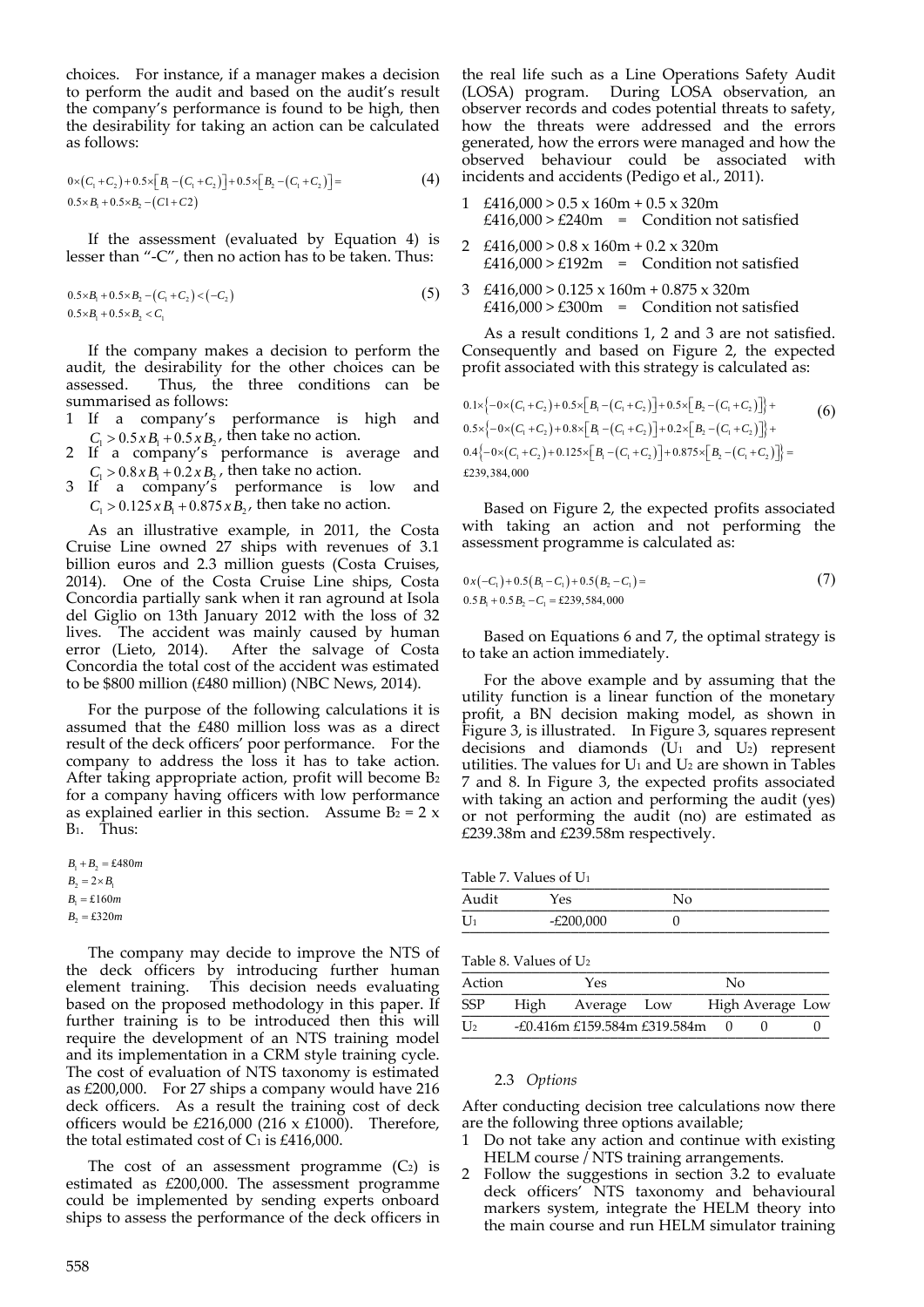choices. For instance, if a manager makes a decision to perform the audit and based on the audit's result the company's performance is found to be high, then the desirability for taking an action can be calculated as follows:

$$0\times(C_1+C_2)+0.5\times\left[B_1-(C_1+C_2)\right]+0.5\times\left[B_2-(C_1+C_2)\right]=$$
$$0.5\times B_1+0.5\times B_2-(C1+C2) \tag{4}$$

If the assessment (evaluated by Equation 4) is lesser than "-C", then no action has to be taken. Thus:

$$0.5\times B_1+0.5\times B_2-(C_1+C_2)<(-C_2)$$
$$0.5\times B_1+0.5\times B_2<C_1 \tag{5}$$

If the company makes a decision to perform the audit, the desirability for the other choices can be assessed. Thus, the three conditions can be summarised as follows:

1. If a company's performance is high and $C_1 > 0.5\,x\,B_1 + 0.5\,x\,B_2$, then take no action.
2. If a company's performance is average and $C_1 > 0.8\,x\,B_1 + 0.2\,x\,B_2$, then take no action.
3. If a company's performance is low and $C_1 > 0.125\,x\,B_1 + 0.875\,x\,B_2$, then take no action.

As an illustrative example, in 2011, the Costa Cruise Line owned 27 ships with revenues of 3.1 billion euros and 2.3 million guests (Costa Cruises, 2014). One of the Costa Cruise Line ships, Costa Concordia partially sank when it ran aground at Isola del Giglio on 13th January 2012 with the loss of 32 lives. The accident was mainly caused by human error (Lieto, 2014). After the salvage of Costa Concordia the total cost of the accident was estimated to be \$800 million (£480 million) (NBC News, 2014).

For the purpose of the following calculations it is assumed that the £480 million loss was as a direct result of the deck officers' poor performance. For the company to address the loss it has to take action. After taking appropriate action, profit will become $B_2$ for a company having officers with low performance as explained earlier in this section. Assume $B_2 = 2 \times B_1$. Thus:

$$B_1+B_2=£480m$$
$$B_2=2\times B_1$$
$$B_1=£160m$$
$$B_2=£320m$$

The company may decide to improve the NTS of the deck officers by introducing further human element training. This decision needs evaluating based on the proposed methodology in this paper. If further training is to be introduced then this will require the development of an NTS training model and its implementation in a CRM style training cycle. The cost of evaluation of NTS taxonomy is estimated as £200,000. For 27 ships a company would have 216 deck officers. As a result the training cost of deck officers would be £216,000 (216 x £1000). Therefore, the total estimated cost of $C_1$ is £416,000.

The cost of an assessment programme ($C_2$) is estimated as £200,000. The assessment programme could be implemented by sending experts onboard ships to assess the performance of the deck officers in the real life such as a Line Operations Safety Audit (LOSA) program. During LOSA observation, an observer records and codes potential threats to safety, how the threats were addressed and the errors generated, how the errors were managed and how the observed behaviour could be associated with incidents and accidents (Pedigo et al., 2011).

1. £416,000 > 0.5 x 160m + 0.5 x 320m
   £416,000 > £240m = Condition not satisfied
2. £416,000 > 0.8 x 160m + 0.2 x 320m
   £416,000 > £192m = Condition not satisfied
3. £416,000 > 0.125 x 160m + 0.875 x 320m
   £416,000 > £300m = Condition not satisfied

As a result conditions 1, 2 and 3 are not satisfied. Consequently and based on Figure 2, the expected profit associated with this strategy is calculated as:

$$0.1\times\left\{-0\times(C_1+C_2)+0.5\times\left[B_1-(C_1+C_2)\right]+0.5\times\left[B_2-(C_1+C_2)\right]\right\}+$$
$$0.5\times\left\{-0\times(C_1+C_2)+0.8\times\left[B_1-(C_1+C_2)\right]+0.2\times\left[B_2-(C_1+C_2)\right]\right\}+$$
$$0.4\left\{-0\times(C_1+C_2)+0.125\times\left[B_1-(C_1+C_2)\right]+0.875\times\left[B_2-(C_1+C_2)\right]\right\}=$$
$$£239,384,000 \tag{6}$$

Based on Figure 2, the expected profits associated with taking an action and not performing the assessment programme is calculated as:

$$0\,x(-C_1)+0.5(B_1-C_1)+0.5(B_2-C_1)=$$
$$0.5\,B_1+0.5\,B_2-C_1=£239,584,000 \tag{7}$$

Based on Equations 6 and 7, the optimal strategy is to take an action immediately.

For the above example and by assuming that the utility function is a linear function of the monetary profit, a BN decision making model, as shown in Figure 3, is illustrated. In Figure 3, squares represent decisions and diamonds ($U_1$ and $U_2$) represent utilities. The values for $U_1$ and $U_2$ are shown in Tables 7 and 8. In Figure 3, the expected profits associated with taking an action and performing the audit (yes) or not performing the audit (no) are estimated as £239.38m and £239.58m respectively.

Table 7. Values of $U_1$

| Audit | Yes | No |
|---|---|---|
| $U_1$ | -£200,000 | 0 |

Table 8. Values of $U_2$

| Action | Yes | | | No | | |
|---|---|---|---|---|---|---|
| SSP | High | Average | Low | High | Average | Low |
| $U_2$ | -£0.416m | £159.584m | £319.584m | 0 | 0 | 0 |

### 2.3 *Options*

After conducting decision tree calculations now there are the following three options available;

1. Do not take any action and continue with existing HELM course / NTS training arrangements.
2. Follow the suggestions in section 3.2 to evaluate deck officers' NTS taxonomy and behavioural markers system, integrate the HELM theory into the main course and run HELM simulator training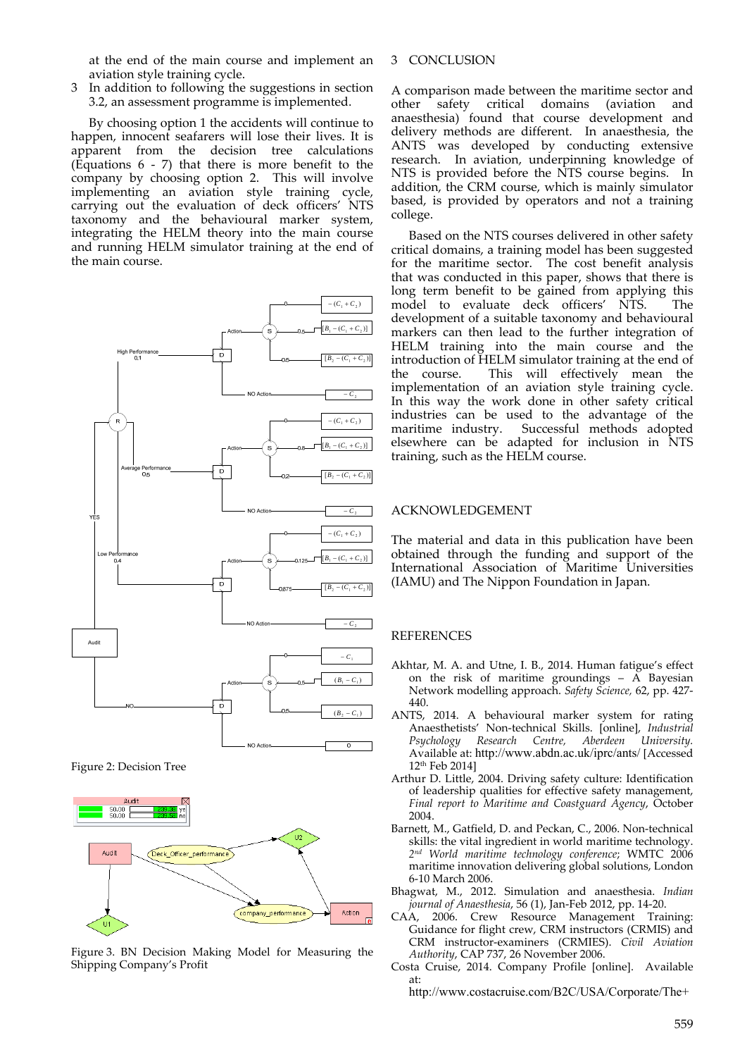at the end of the main course and implement an aviation style training cycle.

3 In addition to following the suggestions in section 3.2, an assessment programme is implemented.

By choosing option 1 the accidents will continue to happen, innocent seafarers will lose their lives. It is apparent from the decision tree calculations (Equations 6 - 7) that there is more benefit to the company by choosing option 2. This will involve implementing an aviation style training cycle, carrying out the evaluation of deck officers' NTS taxonomy and the behavioural marker system, integrating the HELM theory into the main course and running HELM simulator training at the end of the main course.

Figure 2: Decision Tree

Figure 3. BN Decision Making Model for Measuring the Shipping Company's Profit

## 3 CONCLUSION

A comparison made between the maritime sector and other safety critical domains (aviation and anaesthesia) found that course development and delivery methods are different. In anaesthesia, the ANTS was developed by conducting extensive research. In aviation, underpinning knowledge of NTS is provided before the NTS course begins. In addition, the CRM course, which is mainly simulator based, is provided by operators and not a training college.

Based on the NTS courses delivered in other safety critical domains, a training model has been suggested for the maritime sector. The cost benefit analysis that was conducted in this paper, shows that there is long term benefit to be gained from applying this model to evaluate deck officers' NTS. The development of a suitable taxonomy and behavioural markers can then lead to the further integration of HELM training into the main course and the introduction of HELM simulator training at the end of the course. This will effectively mean the implementation of an aviation style training cycle. In this way the work done in other safety critical industries can be used to the advantage of the maritime industry. Successful methods adopted elsewhere can be adapted for inclusion in NTS training, such as the HELM course.

## ACKNOWLEDGEMENT

The material and data in this publication have been obtained through the funding and support of the International Association of Maritime Universities (IAMU) and The Nippon Foundation in Japan.

## REFERENCES

Akhtar, M. A. and Utne, I. B., 2014. Human fatigue's effect on the risk of maritime groundings – A Bayesian Network modelling approach. *Safety Science,* 62, pp. 427-440.

ANTS, 2014. A behavioural marker system for rating Anaesthetists' Non-technical Skills. [online], *Industrial Psychology Research Centre, Aberdeen University.* Available at: http://www.abdn.ac.uk/iprc/ants/ [Accessed 12th Feb 2014]

Arthur D. Little, 2004. Driving safety culture: Identification of leadership qualities for effective safety management, *Final report to Maritime and Coastguard Agency*, October 2004.

Barnett, M., Gatfield, D. and Peckan, C., 2006. Non-technical skills: the vital ingredient in world maritime technology. *2nd World maritime technology conference*; WMTC 2006 maritime innovation delivering global solutions, London 6-10 March 2006.

Bhagwat, M., 2012. Simulation and anaesthesia. *Indian journal of Anaesthesia*, 56 (1), Jan-Feb 2012, pp. 14-20.

CAA, 2006. Crew Resource Management Training: Guidance for flight crew, CRM instructors (CRMIS) and CRM instructor-examiners (CRMIES). *Civil Aviation Authority*, CAP 737, 26 November 2006.

Costa Cruise, 2014. Company Profile [online]. Available at:
http://www.costacruise.com/B2C/USA/Corporate/The+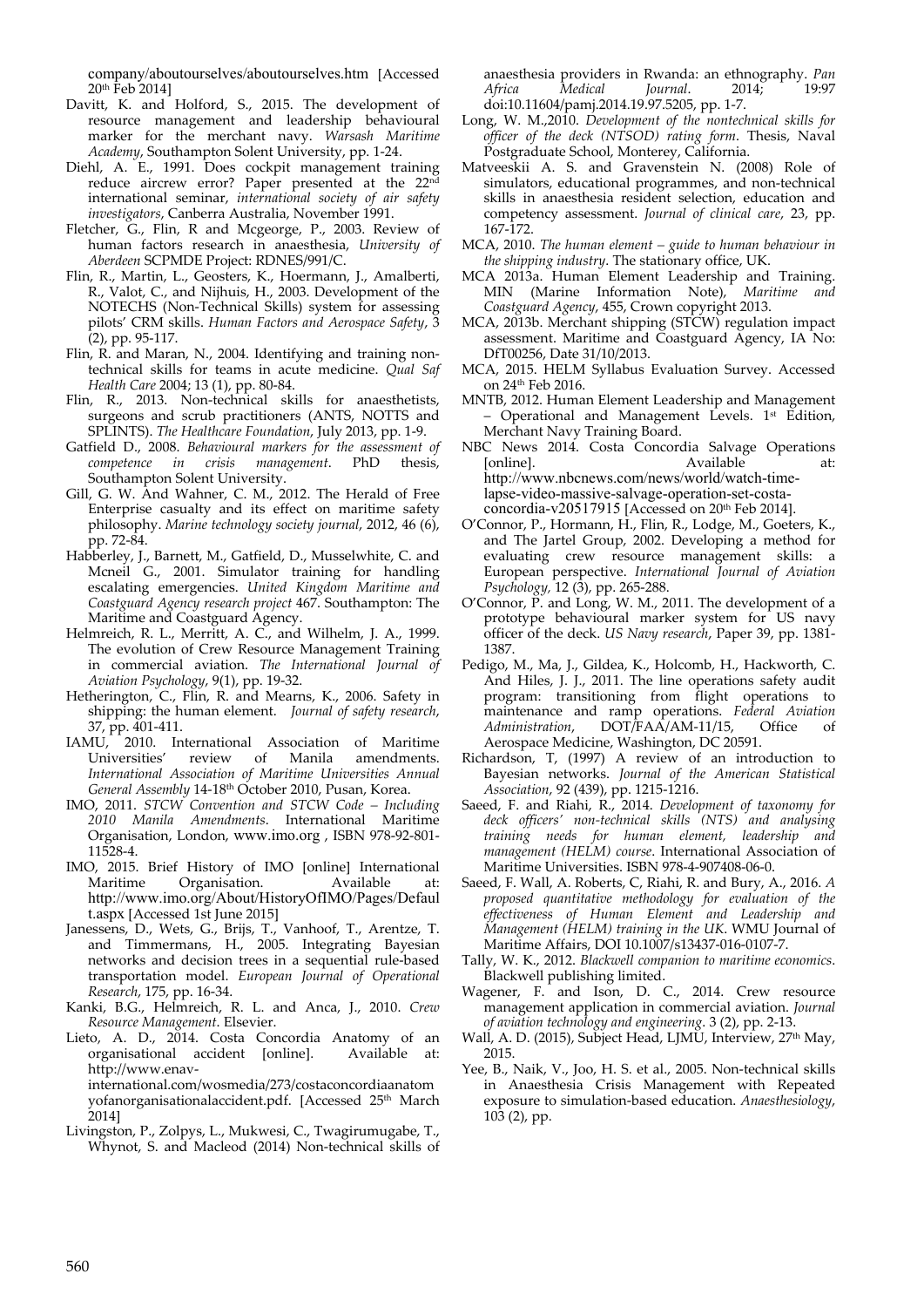company/aboutourselves/aboutourselves.htm [Accessed 20th Feb 2014]

Davitt, K. and Holford, S., 2015. The development of resource management and leadership behavioural marker for the merchant navy. *Warsash Maritime Academy*, Southampton Solent University, pp. 1-24.

Diehl, A. E., 1991. Does cockpit management training reduce aircrew error? Paper presented at the 22nd international seminar, *international society of air safety investigators*, Canberra Australia, November 1991.

Fletcher, G., Flin, R and Mcgeorge, P., 2003. Review of human factors research in anaesthesia, *University of Aberdeen* SCPMDE Project: RDNES/991/C.

Flin, R., Martin, L., Geosters, K., Hoermann, J., Amalberti, R., Valot, C., and Nijhuis, H., 2003. Development of the NOTECHS (Non-Technical Skills) system for assessing pilots' CRM skills. *Human Factors and Aerospace Safety*, 3 (2), pp. 95-117.

Flin, R. and Maran, N., 2004. Identifying and training non-technical skills for teams in acute medicine. *Qual Saf Health Care* 2004; 13 (1), pp. 80-84.

Flin, R., 2013. Non-technical skills for anaesthetists, surgeons and scrub practitioners (ANTS, NOTTS and SPLINTS). *The Healthcare Foundation*, July 2013, pp. 1-9.

Gatfield D., 2008. *Behavioural markers for the assessment of competence in crisis management*. PhD thesis, Southampton Solent University.

Gill, G. W. And Wahner, C. M., 2012. The Herald of Free Enterprise casualty and its effect on maritime safety philosophy. *Marine technology society journal*, 2012, 46 (6), pp. 72-84.

Habberley, J., Barnett, M., Gatfield, D., Musselwhite, C. and Mcneil G., 2001. Simulator training for handling escalating emergencies. *United Kingdom Maritime and Coastguard Agency research project* 467. Southampton: The Maritime and Coastguard Agency.

Helmreich, R. L., Merritt, A. C., and Wilhelm, J. A., 1999. The evolution of Crew Resource Management Training in commercial aviation. *The International Journal of Aviation Psychology*, 9(1), pp. 19-32.

Hetherington, C., Flin, R. and Mearns, K., 2006. Safety in shipping: the human element. *Journal of safety research*, 37, pp. 401-411.

IAMU, 2010. International Association of Maritime Universities' review of Manila amendments. *International Association of Maritime Universities Annual General Assembly* 14-18th October 2010, Pusan, Korea.

IMO, 2011. *STCW Convention and STCW Code – Including 2010 Manila Amendments*. International Maritime Organisation, London, www.imo.org , ISBN 978-92-801-11528-4.

IMO, 2015. Brief History of IMO [online] International Maritime Organisation. Available at: http://www.imo.org/About/HistoryOfIMO/Pages/Default.aspx [Accessed 1st June 2015]

Janessens, D., Wets, G., Brijs, T., Vanhoof, T., Arentze, T. and Timmermans, H., 2005. Integrating Bayesian networks and decision trees in a sequential rule-based transportation model. *European Journal of Operational Research*, 175, pp. 16-34.

Kanki, B.G., Helmreich, R. L. and Anca, J., 2010. *Crew Resource Management*. Elsevier.

Lieto, A. D., 2014. Costa Concordia Anatomy of an organisational accident [online]. Available at: http://www.enav-international.com/wosmedia/273/costaconcordiaanatomyofanorganisationalaccident.pdf. [Accessed 25th March 2014]

Livingston, P., Zolpys, L., Mukwesi, C., Twagirumugabe, T., Whynot, S. and Macleod (2014) Non-technical skills of anaesthesia providers in Rwanda: an ethnography. *Pan Africa Medical Journal*. 2014; 19:97 doi:10.11604/pamj.2014.19.97.5205, pp. 1-7.

Long, W. M.,2010. *Development of the nontechnical skills for officer of the deck (NTSOD) rating form*. Thesis, Naval Postgraduate School, Monterey, California.

Matveeskii A. S. and Gravenstein N. (2008) Role of simulators, educational programmes, and non-technical skills in anaesthesia resident selection, education and competency assessment. *Journal of clinical care*, 23, pp. 167-172.

MCA, 2010. *The human element – guide to human behaviour in the shipping industry*. The stationary office, UK.

MCA 2013a. Human Element Leadership and Training. MIN (Marine Information Note), *Maritime and Coastguard Agency*, 455, Crown copyright 2013.

MCA, 2013b. Merchant shipping (STCW) regulation impact assessment. Maritime and Coastguard Agency, IA No: DfT00256, Date 31/10/2013.

MCA, 2015. HELM Syllabus Evaluation Survey. Accessed on 24th Feb 2016.

MNTB, 2012. Human Element Leadership and Management – Operational and Management Levels. 1st Edition, Merchant Navy Training Board.

NBC News 2014. Costa Concordia Salvage Operations [online]. Available at: http://www.nbcnews.com/news/world/watch-time-lapse-video-massive-salvage-operation-set-costa-concordia-v20517915 [Accessed on 20th Feb 2014].

O'Connor, P., Hormann, H., Flin, R., Lodge, M., Goeters, K., and The Jartel Group, 2002. Developing a method for evaluating crew resource management skills: a European perspective. *International Journal of Aviation Psychology*, 12 (3), pp. 265-288.

O'Connor, P. and Long, W. M., 2011. The development of a prototype behavioural marker system for US navy officer of the deck. *US Navy research*, Paper 39, pp. 1381-1387.

Pedigo, M., Ma, J., Gildea, K., Holcomb, H., Hackworth, C. And Hiles, J. J., 2011. The line operations safety audit program: transitioning from flight operations to maintenance and ramp operations. *Federal Aviation Administration*, DOT/FAA/AM-11/15, Office of Aerospace Medicine, Washington, DC 20591.

Richardson, T, (1997) A review of an introduction to Bayesian networks. *Journal of the American Statistical Association*, 92 (439), pp. 1215-1216.

Saeed, F. and Riahi, R., 2014. *Development of taxonomy for deck officers' non-technical skills (NTS) and analysing training needs for human element, leadership and management (HELM) course*. International Association of Maritime Universities. ISBN 978-4-907408-06-0.

Saeed, F. Wall, A. Roberts, C, Riahi, R. and Bury, A., 2016. *A proposed quantitative methodology for evaluation of the effectiveness of Human Element and Leadership and Management (HELM) training in the UK*. WMU Journal of Maritime Affairs, DOI 10.1007/s13437-016-0107-7.

Tally, W. K., 2012. *Blackwell companion to maritime economics*. Blackwell publishing limited.

Wagener, F. and Ison, D. C., 2014. Crew resource management application in commercial aviation. *Journal of aviation technology and engineering*. 3 (2), pp. 2-13.

Wall, A. D. (2015), Subject Head, LJMU, Interview, 27th May, 2015.

Yee, B., Naik, V., Joo, H. S. et al., 2005. Non-technical skills in Anaesthesia Crisis Management with Repeated exposure to simulation-based education. *Anaesthesiology*, 103 (2), pp.